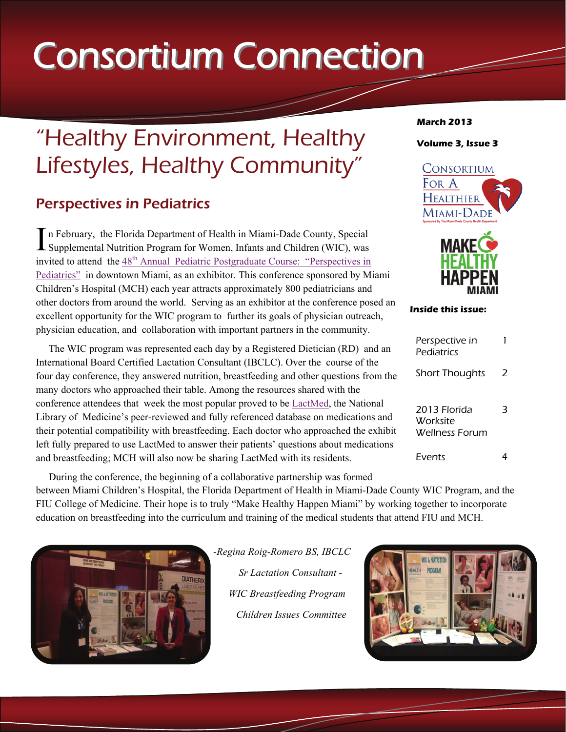# Consortium Connection

**March 2013**

**Volume 3, Issue 3**

CONSORTIUM FOR A HEALTHIER MIAMI-DADE

Sponsored By The Miami-Dade County Health Department

MAKE HEALTHY HAPPEN MIAMI

**Inside this issue:**

| | |
|---|---|
| Perspective in Pediatrics | 1 |
| Short Thoughts | 2 |
| 2013 Florida Worksite Wellness Forum | 3 |
| Events | 4 |

## "Healthy Environment, Healthy Lifestyles, Healthy Community"

### Perspectives in Pediatrics

In February, the Florida Department of Health in Miami-Dade County, Special Supplemental Nutrition Program for Women, Infants and Children (WIC), was invited to attend the 48th Annual Pediatric Postgraduate Course: "Perspectives in Pediatrics" in downtown Miami, as an exhibitor. This conference sponsored by Miami Children's Hospital (MCH) each year attracts approximately 800 pediatricians and other doctors from around the world. Serving as an exhibitor at the conference posed an excellent opportunity for the WIC program to further its goals of physician outreach, physician education, and collaboration with important partners in the community.

The WIC program was represented each day by a Registered Dietician (RD) and an International Board Certified Lactation Consultant (IBCLC). Over the course of the four day conference, they answered nutrition, breastfeeding and other questions from the many doctors who approached their table. Among the resources shared with the conference attendees that week the most popular proved to be LactMed, the National Library of Medicine's peer-reviewed and fully referenced database on medications and their potential compatibility with breastfeeding. Each doctor who approached the exhibit left fully prepared to use LactMed to answer their patients' questions about medications and breastfeeding; MCH will also now be sharing LactMed with its residents.

During the conference, the beginning of a collaborative partnership was formed between Miami Children's Hospital, the Florida Department of Health in Miami-Dade County WIC Program, and the FIU College of Medicine. Their hope is to truly "Make Healthy Happen Miami" by working together to incorporate education on breastfeeding into the curriculum and training of the medical students that attend FIU and MCH.

*-Regina Roig-Romero BS, IBCLC*

*Sr Lactation Consultant -*

*WIC Breastfeeding Program*

*Children Issues Committee*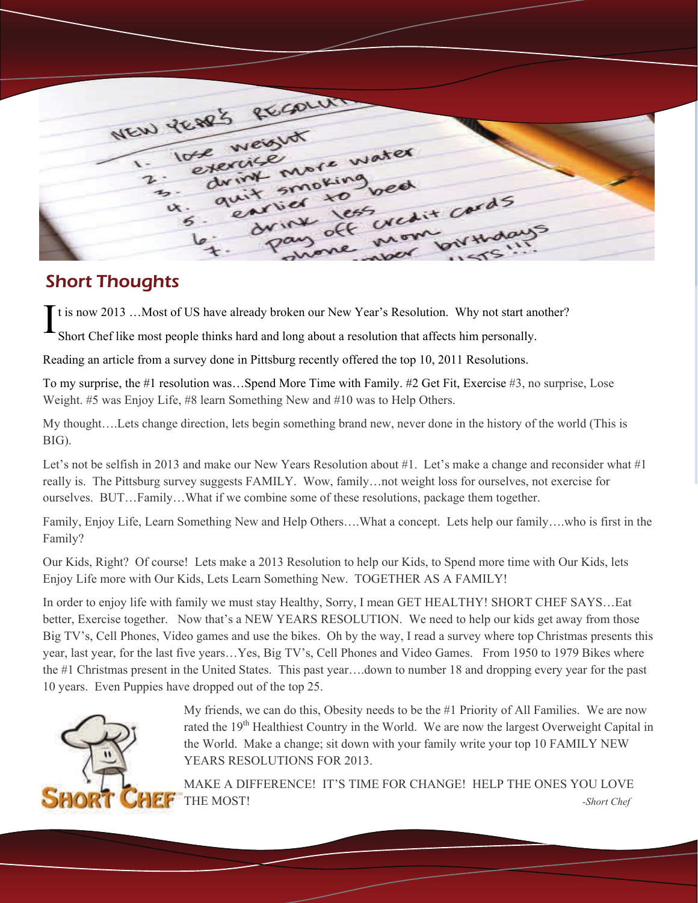## Short Thoughts

It is now 2013 …Most of US have already broken our New Year's Resolution. Why not start another? Short Chef like most people thinks hard and long about a resolution that affects him personally.

Reading an article from a survey done in Pittsburg recently offered the top 10, 2011 Resolutions.

To my surprise, the #1 resolution was…Spend More Time with Family. #2 Get Fit, Exercise #3, no surprise, Lose Weight. #5 was Enjoy Life, #8 learn Something New and #10 was to Help Others.

My thought….Lets change direction, lets begin something brand new, never done in the history of the world (This is BIG).

Let's not be selfish in 2013 and make our New Years Resolution about #1. Let's make a change and reconsider what #1 really is. The Pittsburg survey suggests FAMILY. Wow, family…not weight loss for ourselves, not exercise for ourselves. BUT…Family…What if we combine some of these resolutions, package them together.

Family, Enjoy Life, Learn Something New and Help Others….What a concept. Lets help our family….who is first in the Family?

Our Kids, Right? Of course! Lets make a 2013 Resolution to help our Kids, to Spend more time with Our Kids, lets Enjoy Life more with Our Kids, Lets Learn Something New. TOGETHER AS A FAMILY!

In order to enjoy life with family we must stay Healthy, Sorry, I mean GET HEALTHY! SHORT CHEF SAYS…Eat better, Exercise together. Now that's a NEW YEARS RESOLUTION. We need to help our kids get away from those Big TV's, Cell Phones, Video games and use the bikes. Oh by the way, I read a survey where top Christmas presents this year, last year, for the last five years…Yes, Big TV's, Cell Phones and Video Games. From 1950 to 1979 Bikes where the #1 Christmas present in the United States. This past year….down to number 18 and dropping every year for the past 10 years. Even Puppies have dropped out of the top 25.

My friends, we can do this, Obesity needs to be the #1 Priority of All Families. We are now rated the 19th Healthiest Country in the World. We are now the largest Overweight Capital in the World. Make a change; sit down with your family write your top 10 FAMILY NEW YEARS RESOLUTIONS FOR 2013.

MAKE A DIFFERENCE! IT'S TIME FOR CHANGE! HELP THE ONES YOU LOVE THE MOST!

*-Short Chef*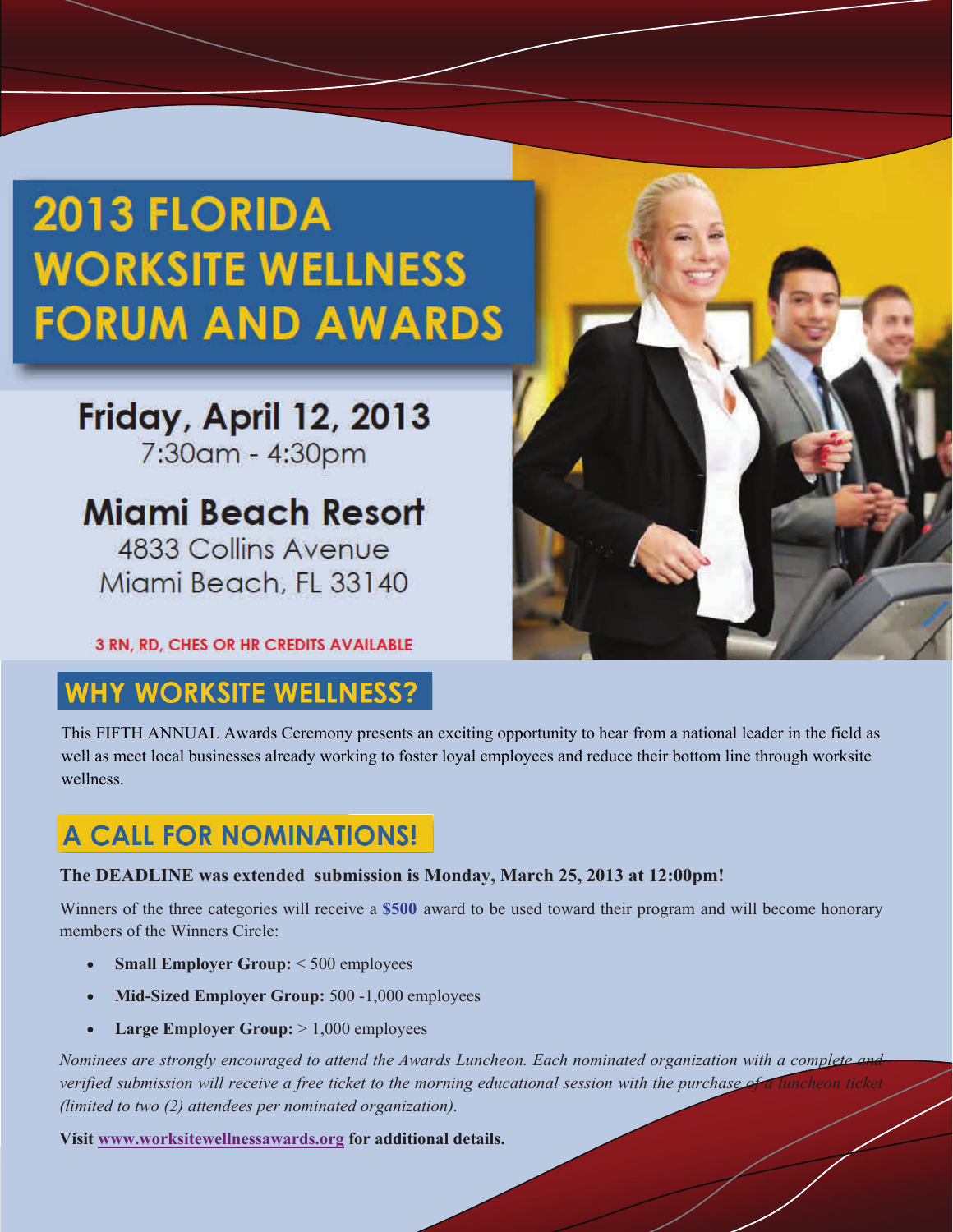# 2013 FLORIDA WORKSITE WELLNESS FORUM AND AWARDS

**Friday, April 12, 2013**
7:30am - 4:30pm

**Miami Beach Resort**
4833 Collins Avenue
Miami Beach, FL 33140

**3 RN, RD, CHES OR HR CREDITS AVAILABLE**

## WHY WORKSITE WELLNESS?

This FIFTH ANNUAL Awards Ceremony presents an exciting opportunity to hear from a national leader in the field as well as meet local businesses already working to foster loyal employees and reduce their bottom line through worksite wellness.

## A CALL FOR NOMINATIONS!

**The DEADLINE was extended submission is Monday, March 25, 2013 at 12:00pm!**

Winners of the three categories will receive a **$500** award to be used toward their program and will become honorary members of the Winners Circle:

- **Small Employer Group:** < 500 employees
- **Mid-Sized Employer Group:** 500 -1,000 employees
- **Large Employer Group:** > 1,000 employees

*Nominees are strongly encouraged to attend the Awards Luncheon. Each nominated organization with a complete and verified submission will receive a free ticket to the morning educational session with the purchase of a luncheon ticket (limited to two (2) attendees per nominated organization).*

**Visit www.worksitewellnessawards.org for additional details.**